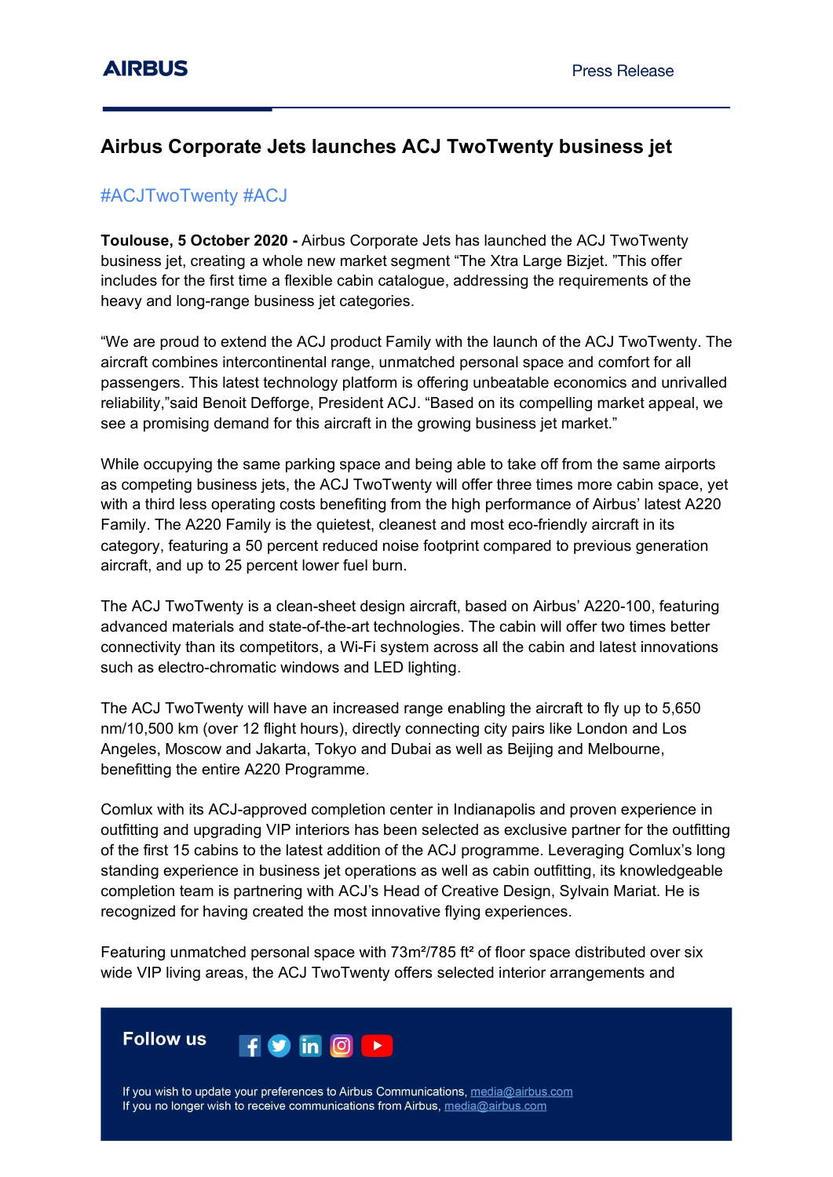# Airbus Corporate Jets launches ACJ TwoTwenty business jet

#ACJTwoTwenty #ACJ

**Toulouse, 5 October 2020 -** Airbus Corporate Jets has launched the ACJ TwoTwenty business jet, creating a whole new market segment "The Xtra Large Bizjet. "This offer includes for the first time a flexible cabin catalogue, addressing the requirements of the heavy and long-range business jet categories.

"We are proud to extend the ACJ product Family with the launch of the ACJ TwoTwenty. The aircraft combines intercontinental range, unmatched personal space and comfort for all passengers. This latest technology platform is offering unbeatable economics and unrivalled reliability,"said Benoit Defforge, President ACJ. "Based on its compelling market appeal, we see a promising demand for this aircraft in the growing business jet market."

While occupying the same parking space and being able to take off from the same airports as competing business jets, the ACJ TwoTwenty will offer three times more cabin space, yet with a third less operating costs benefiting from the high performance of Airbus' latest A220 Family. The A220 Family is the quietest, cleanest and most eco-friendly aircraft in its category, featuring a 50 percent reduced noise footprint compared to previous generation aircraft, and up to 25 percent lower fuel burn.

The ACJ TwoTwenty is a clean-sheet design aircraft, based on Airbus' A220-100, featuring advanced materials and state-of-the-art technologies. The cabin will offer two times better connectivity than its competitors, a Wi-Fi system across all the cabin and latest innovations such as electro-chromatic windows and LED lighting.

The ACJ TwoTwenty will have an increased range enabling the aircraft to fly up to 5,650 nm/10,500 km (over 12 flight hours), directly connecting city pairs like London and Los Angeles, Moscow and Jakarta, Tokyo and Dubai as well as Beijing and Melbourne, benefitting the entire A220 Programme.

Comlux with its ACJ-approved completion center in Indianapolis and proven experience in outfitting and upgrading VIP interiors has been selected as exclusive partner for the outfitting of the first 15 cabins to the latest addition of the ACJ programme. Leveraging Comlux's long standing experience in business jet operations as well as cabin outfitting, its knowledgeable completion team is partnering with ACJ's Head of Creative Design, Sylvain Mariat. He is recognized for having created the most innovative flying experiences.

Featuring unmatched personal space with 73m²/785 ft² of floor space distributed over six wide VIP living areas, the ACJ TwoTwenty offers selected interior arrangements and

**Follow us**

If you wish to update your preferences to Airbus Communications, media@airbus.com
If you no longer wish to receive communications from Airbus, media@airbus.com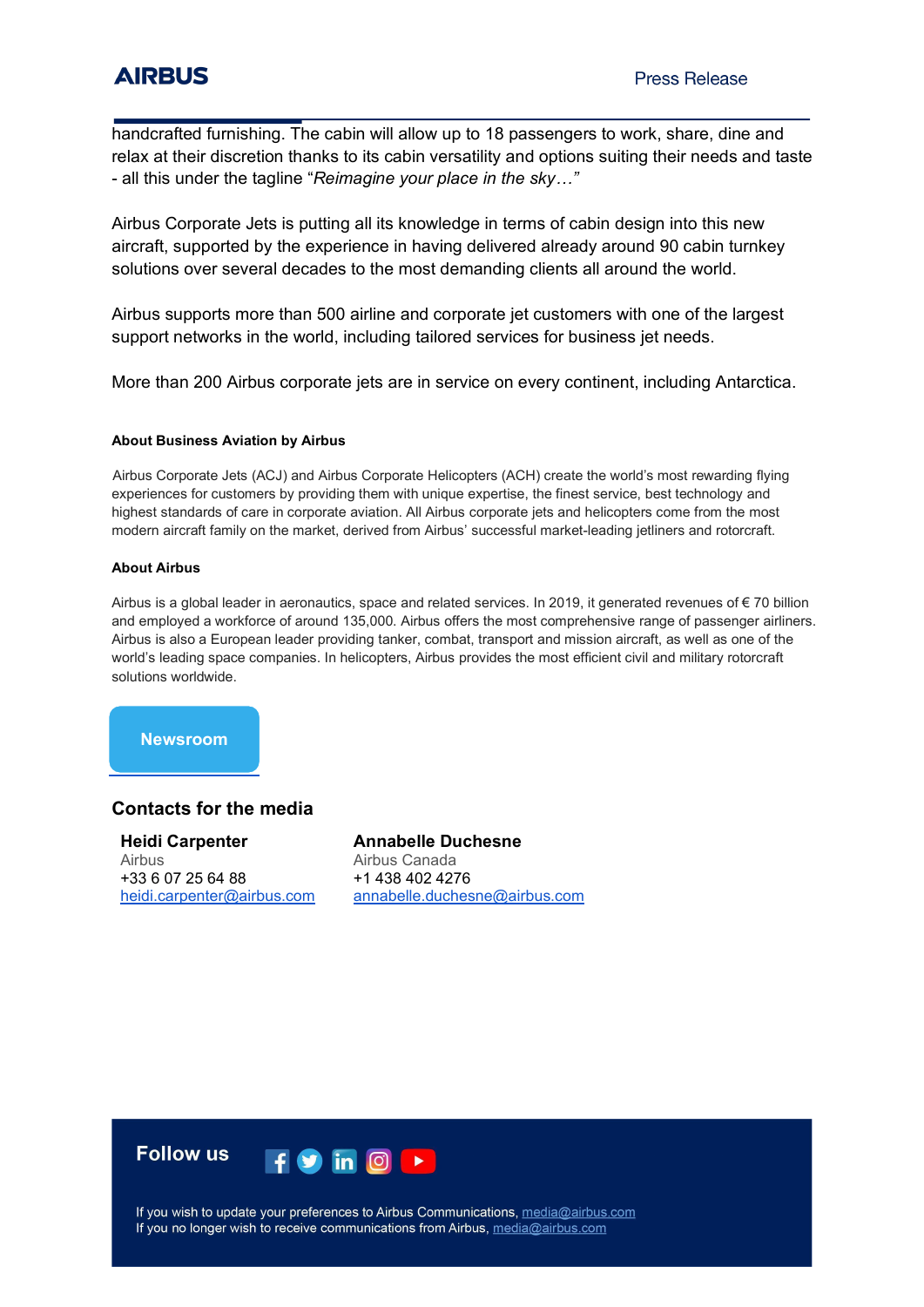handcrafted furnishing. The cabin will allow up to 18 passengers to work, share, dine and relax at their discretion thanks to its cabin versatility and options suiting their needs and taste - all this under the tagline "*Reimagine your place in the sky…"*

Airbus Corporate Jets is putting all its knowledge in terms of cabin design into this new aircraft, supported by the experience in having delivered already around 90 cabin turnkey solutions over several decades to the most demanding clients all around the world.

Airbus supports more than 500 airline and corporate jet customers with one of the largest support networks in the world, including tailored services for business jet needs.

More than 200 Airbus corporate jets are in service on every continent, including Antarctica.

**About Business Aviation by Airbus**

Airbus Corporate Jets (ACJ) and Airbus Corporate Helicopters (ACH) create the world's most rewarding flying experiences for customers by providing them with unique expertise, the finest service, best technology and highest standards of care in corporate aviation. All Airbus corporate jets and helicopters come from the most modern aircraft family on the market, derived from Airbus' successful market-leading jetliners and rotorcraft.

**About Airbus**

Airbus is a global leader in aeronautics, space and related services. In 2019, it generated revenues of € 70 billion and employed a workforce of around 135,000. Airbus offers the most comprehensive range of passenger airliners. Airbus is also a European leader providing tanker, combat, transport and mission aircraft, as well as one of the world's leading space companies. In helicopters, Airbus provides the most efficient civil and military rotorcraft solutions worldwide.

Newsroom

## Contacts for the media

**Heidi Carpenter**
Airbus
+33 6 07 25 64 88
heidi.carpenter@airbus.com

**Annabelle Duchesne**
Airbus Canada
+1 438 402 4276
annabelle.duchesne@airbus.com

**Follow us**

If you wish to update your preferences to Airbus Communications, media@airbus.com
If you no longer wish to receive communications from Airbus, media@airbus.com